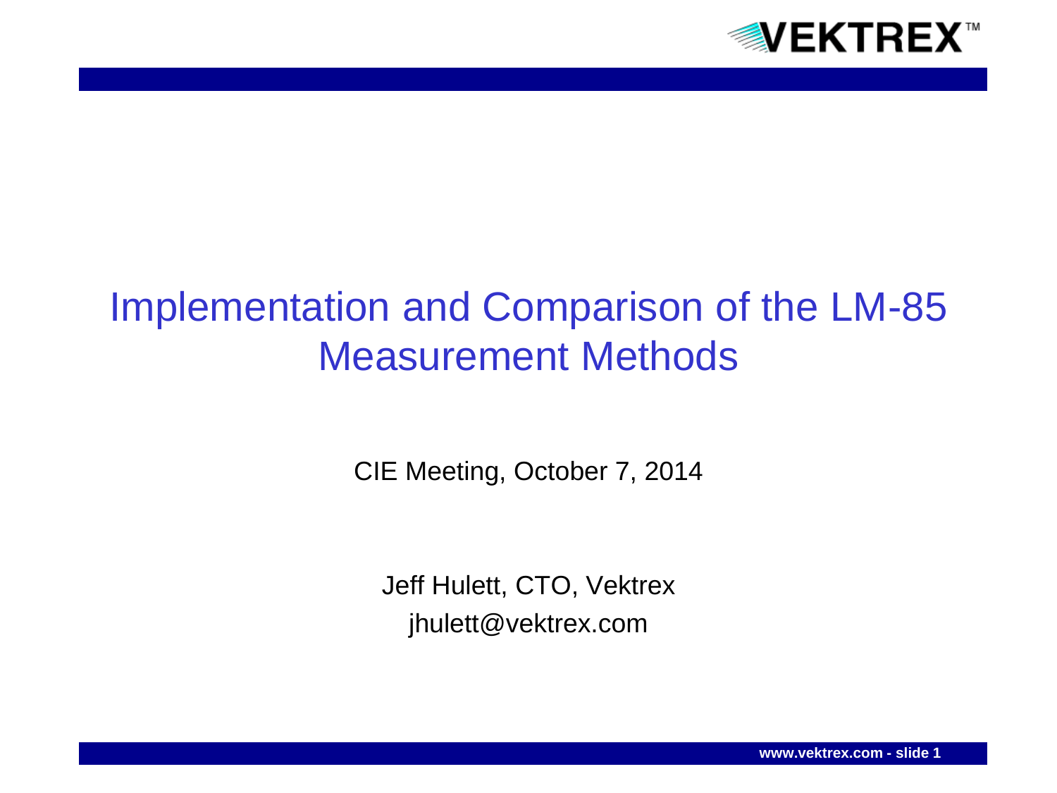# Implementation and Comparison of the LM-85 Measurement Methods

CIE Meeting, October 7, 2014

Jeff Hulett, CTO, Vektrex

jhulett@vektrex.com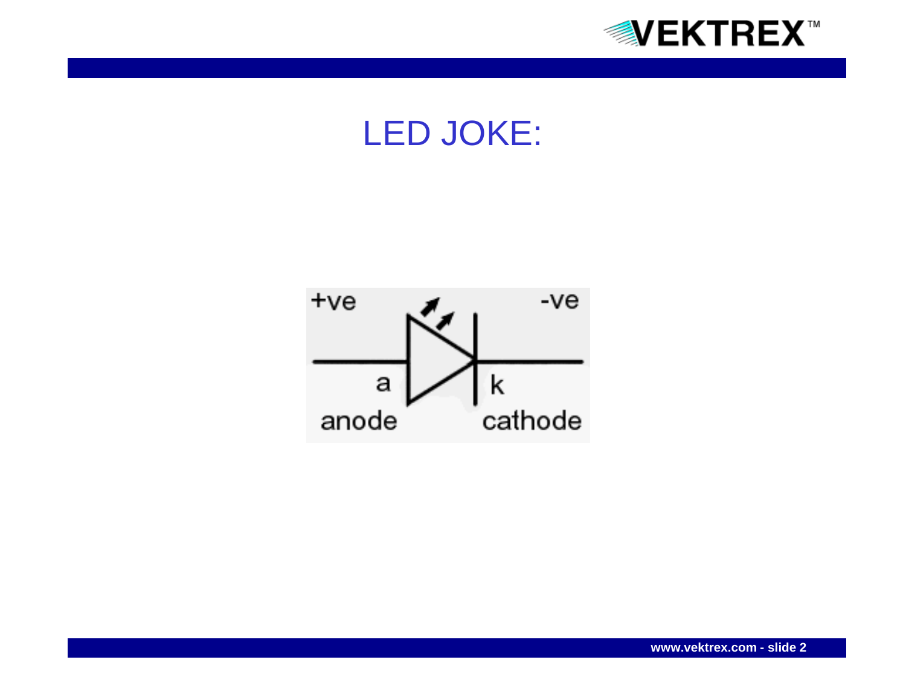# LED JOKE:

+ve

-ve

a

k

anode

cathode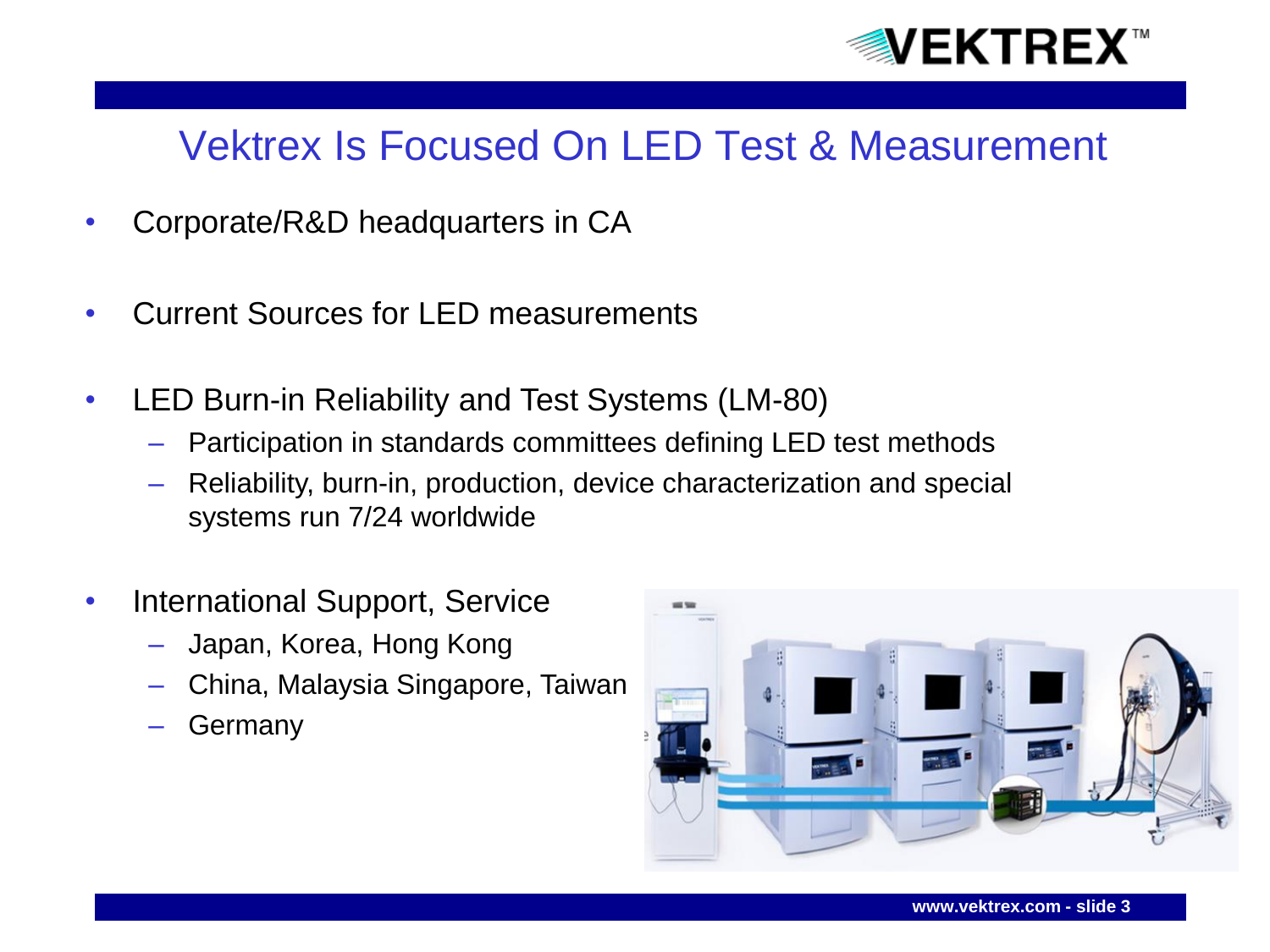# Vektrex Is Focused On LED Test & Measurement

- Corporate/R&D headquarters in CA
- Current Sources for LED measurements
- LED Burn-in Reliability and Test Systems (LM-80)
  - Participation in standards committees defining LED test methods
  - Reliability, burn-in, production, device characterization and special systems run 7/24 worldwide
- International Support, Service
  - Japan, Korea, Hong Kong
  - China, Malaysia Singapore, Taiwan
  - Germany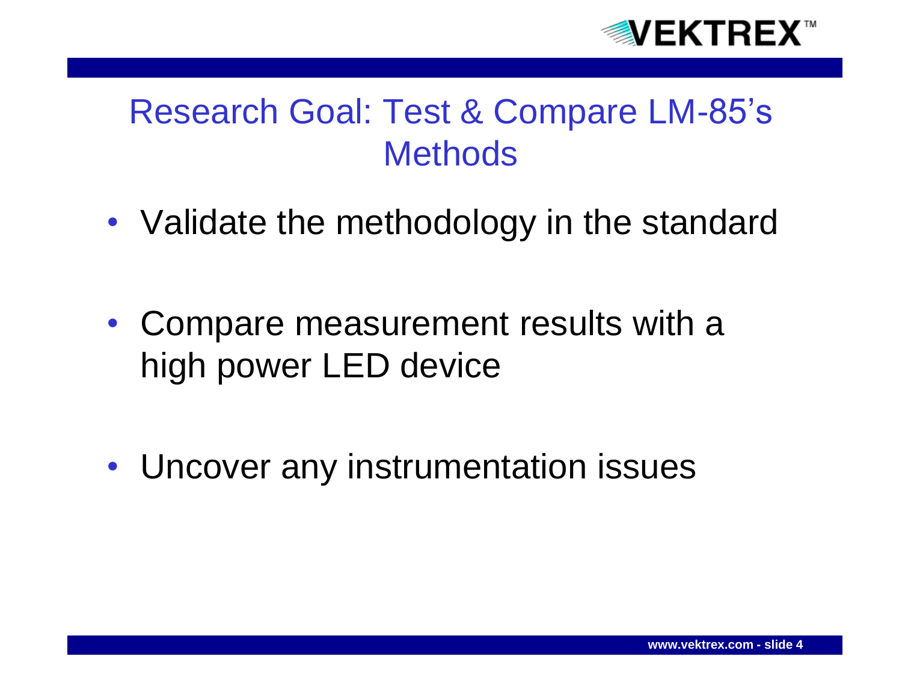# Research Goal: Test & Compare LM-85's Methods

- Validate the methodology in the standard
- Compare measurement results with a high power LED device
- Uncover any instrumentation issues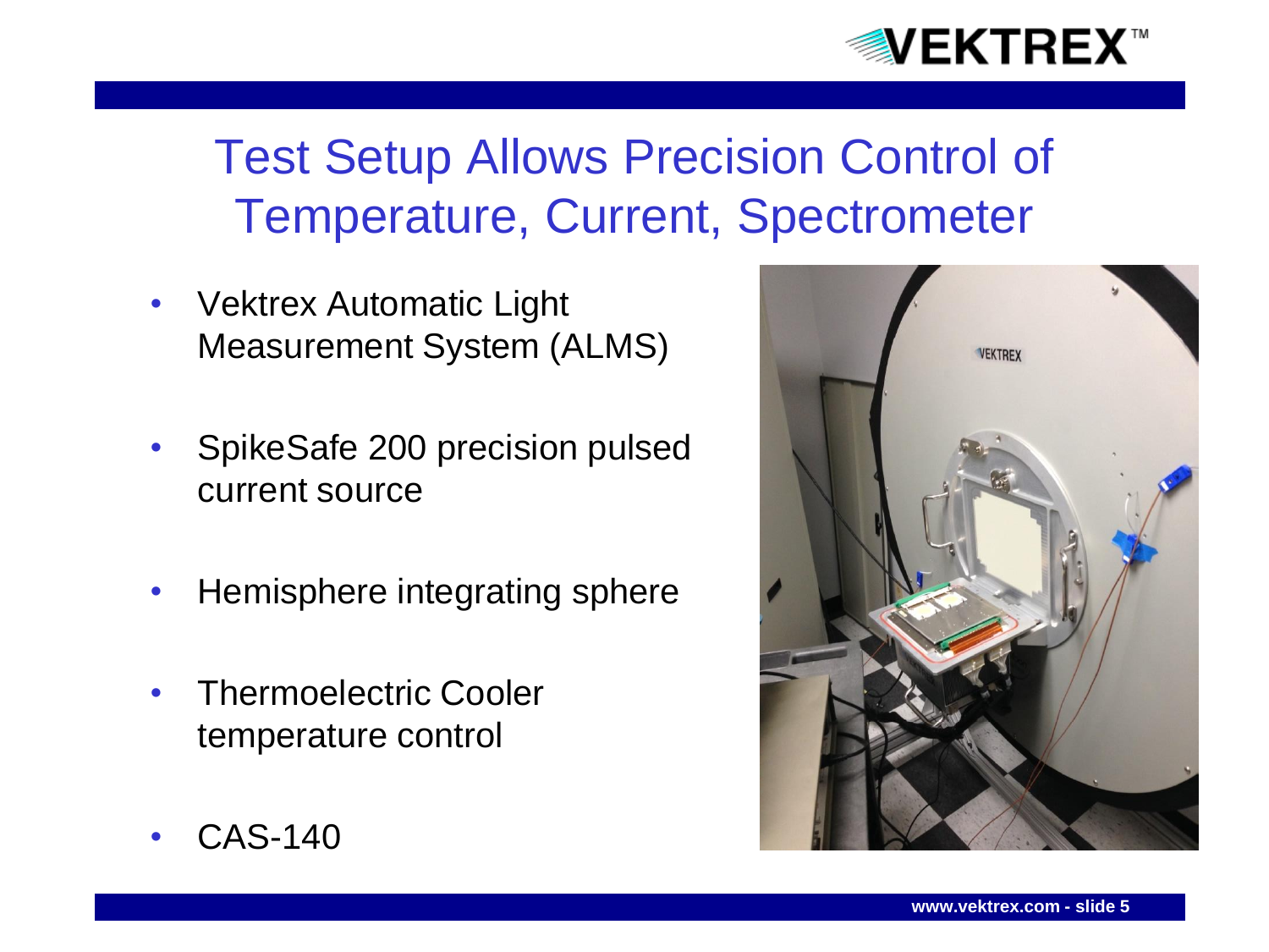# Test Setup Allows Precision Control of Temperature, Current, Spectrometer

- Vektrex Automatic Light Measurement System (ALMS)
- SpikeSafe 200 precision pulsed current source
- Hemisphere integrating sphere
- Thermoelectric Cooler temperature control
- CAS-140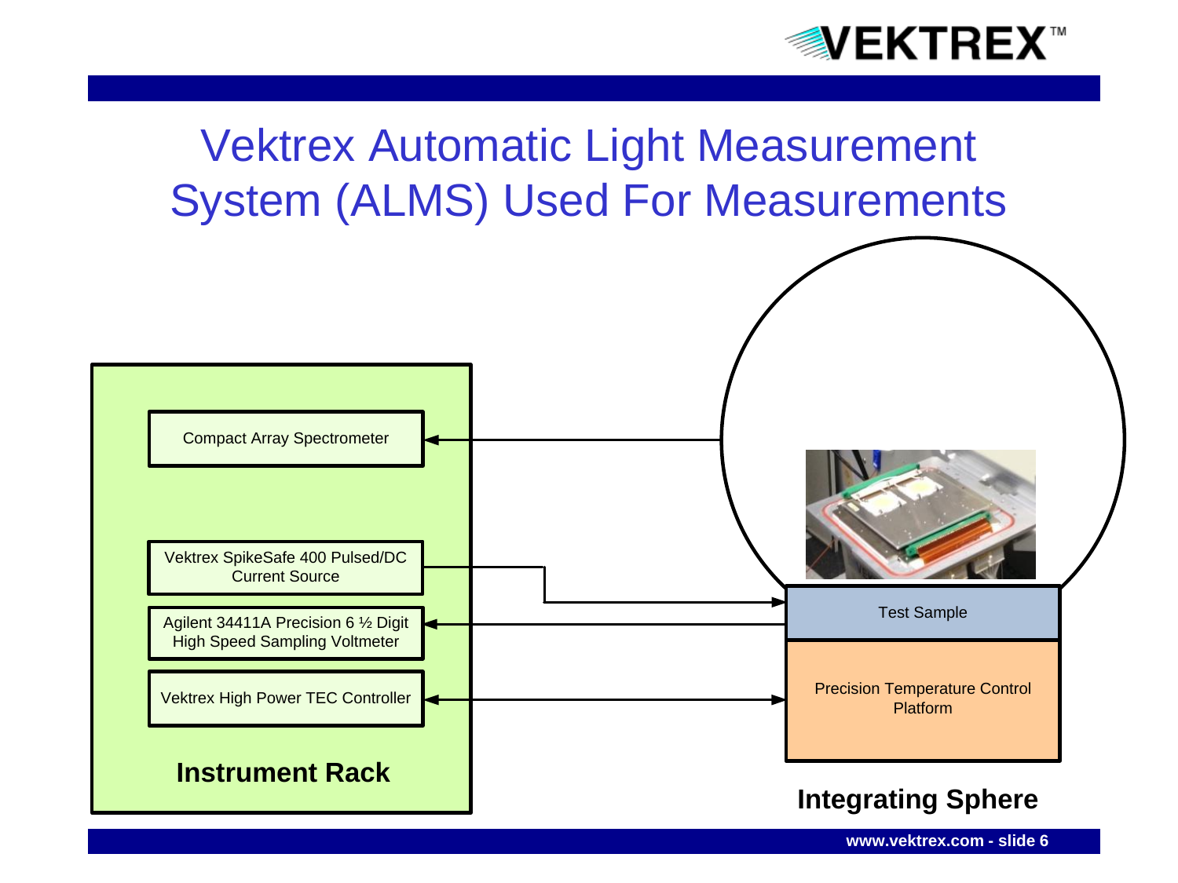# Vektrex Automatic Light Measurement System (ALMS) Used For Measurements

**Instrument Rack**

- Compact Array Spectrometer
- Vektrex SpikeSafe 400 Pulsed/DC Current Source
- Agilent 34411A Precision 6 ½ Digit High Speed Sampling Voltmeter
- Vektrex High Power TEC Controller

**Integrating Sphere**

- Test Sample
- Precision Temperature Control Platform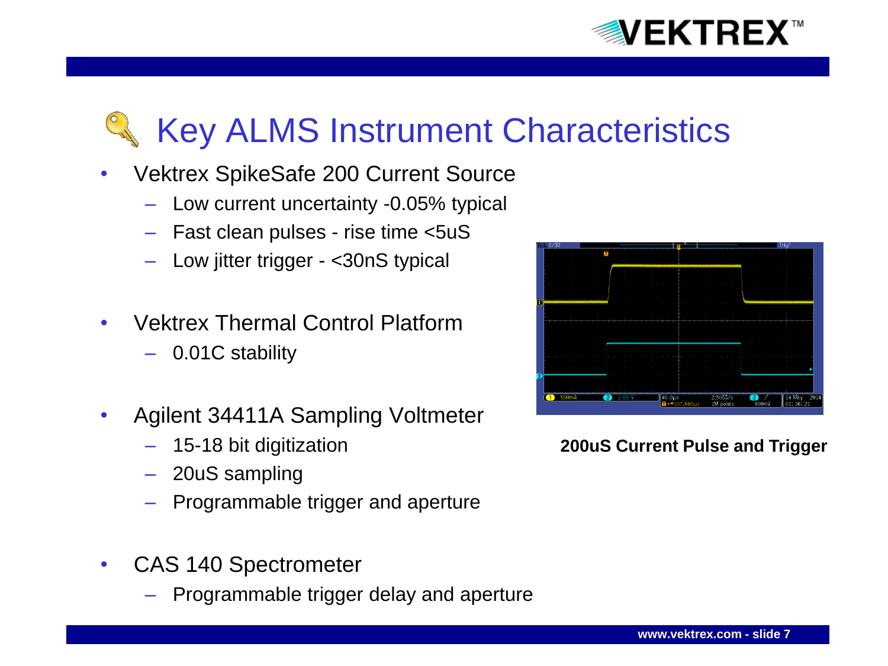# Key ALMS Instrument Characteristics

- Vektrex SpikeSafe 200 Current Source
  - Low current uncertainty -0.05% typical
  - Fast clean pulses - rise time <5uS
  - Low jitter trigger - <30nS typical
- Vektrex Thermal Control Platform
  - 0.01C stability
- Agilent 34411A Sampling Voltmeter
  - 15-18 bit digitization
  - 20uS sampling
  - Programmable trigger and aperture
- CAS 140 Spectrometer
  - Programmable trigger delay and aperture

**200uS Current Pulse and Trigger**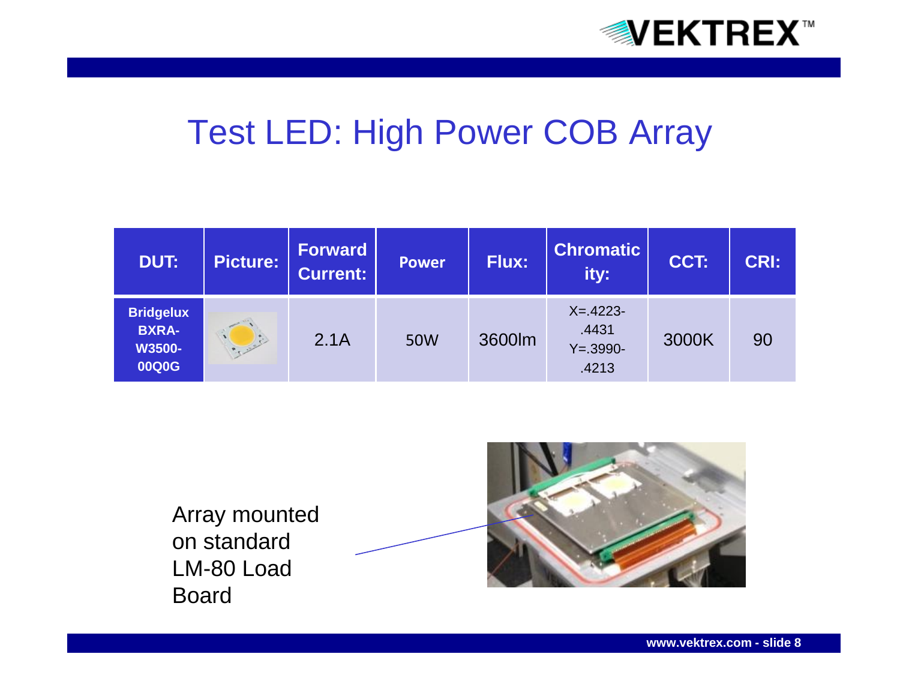# Test LED: High Power COB Array

| DUT: | Picture: | Forward Current: | Power | Flux: | Chromaticity: | CCT: | CRI: |
|---|---|---|---|---|---|---|---|
| **Bridgelux BXRA-W3500-00Q0G** | | 2.1A | 50W | 3600lm | X=.4223-.4431 Y=.3990-.4213 | 3000K | 90 |

Array mounted on standard LM-80 Load Board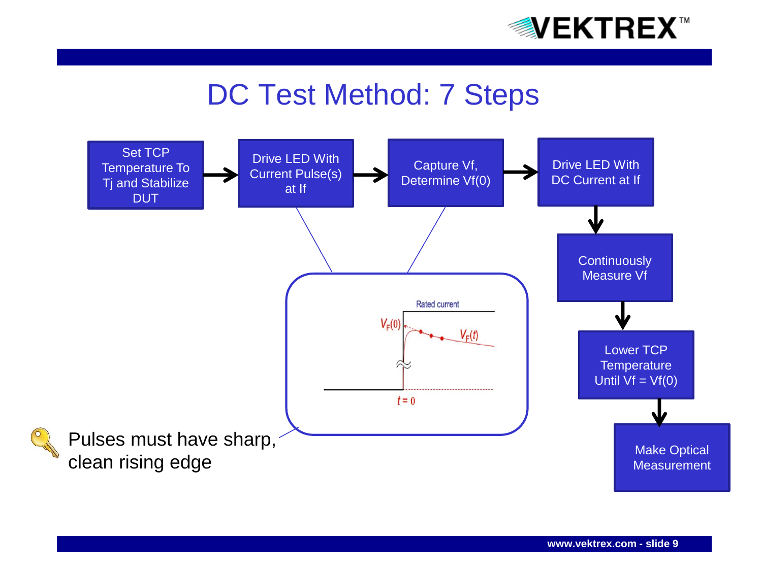# DC Test Method: 7 Steps

1. Set TCP Temperature To Tj and Stabilize DUT
2. Drive LED With Current Pulse(s) at If
3. Capture Vf, Determine Vf(0)
4. Drive LED With DC Current at If
5. Continuously Measure Vf
6. Lower TCP Temperature Until Vf = Vf(0)
7. Make Optical Measurement

Rated current

$V_F(0)$

$V_F(t)$

$t = 0$

Pulses must have sharp, clean rising edge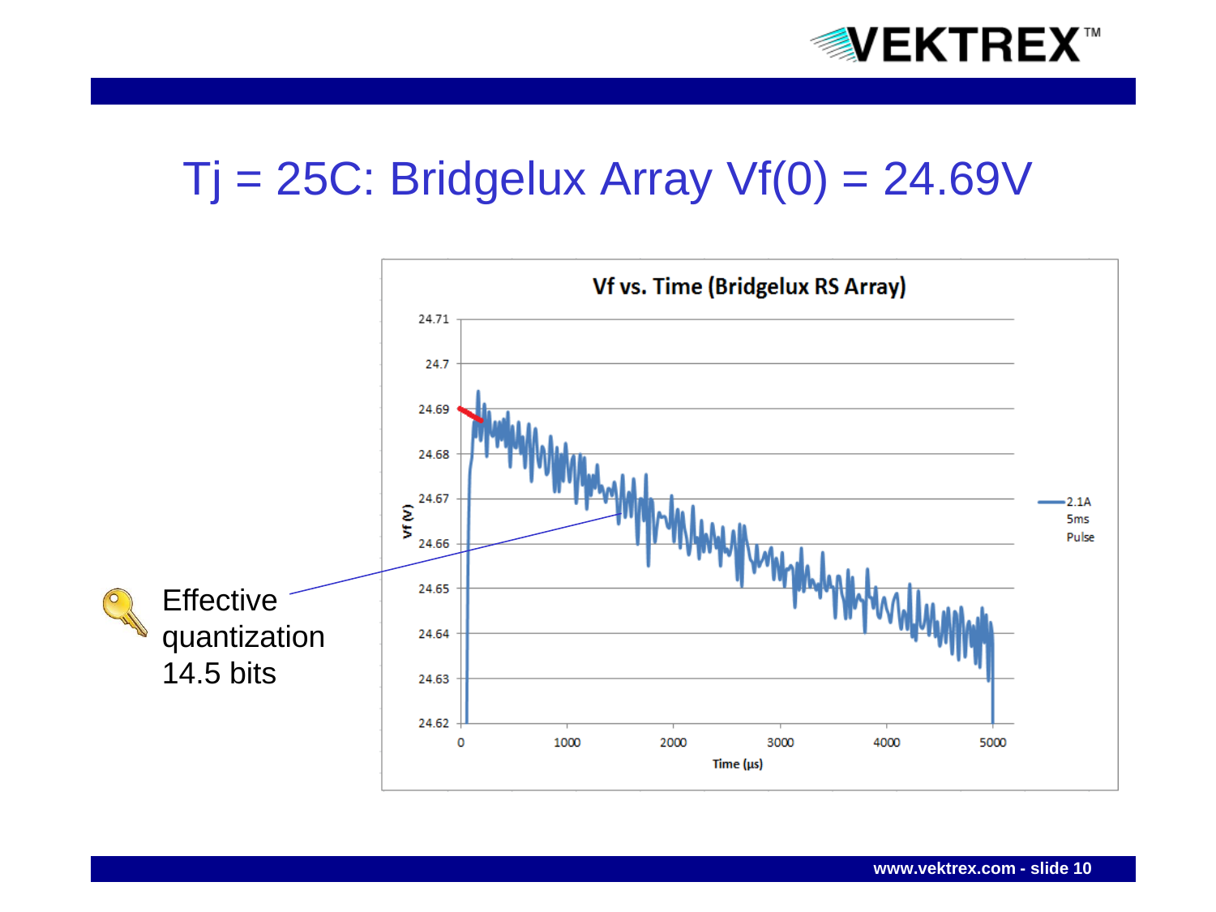# Tj = 25C: Bridgelux Array Vf(0) = 24.69V

**Vf vs. Time (Bridgelux RS Array)**

Vf (V): 24.62, 24.63, 24.64, 24.65, 24.66, 24.67, 24.68, 24.69, 24.7, 24.71

Time (µs): 0, 1000, 2000, 3000, 4000, 5000

Legend: 2.1A 5ms Pulse

Effective quantization 14.5 bits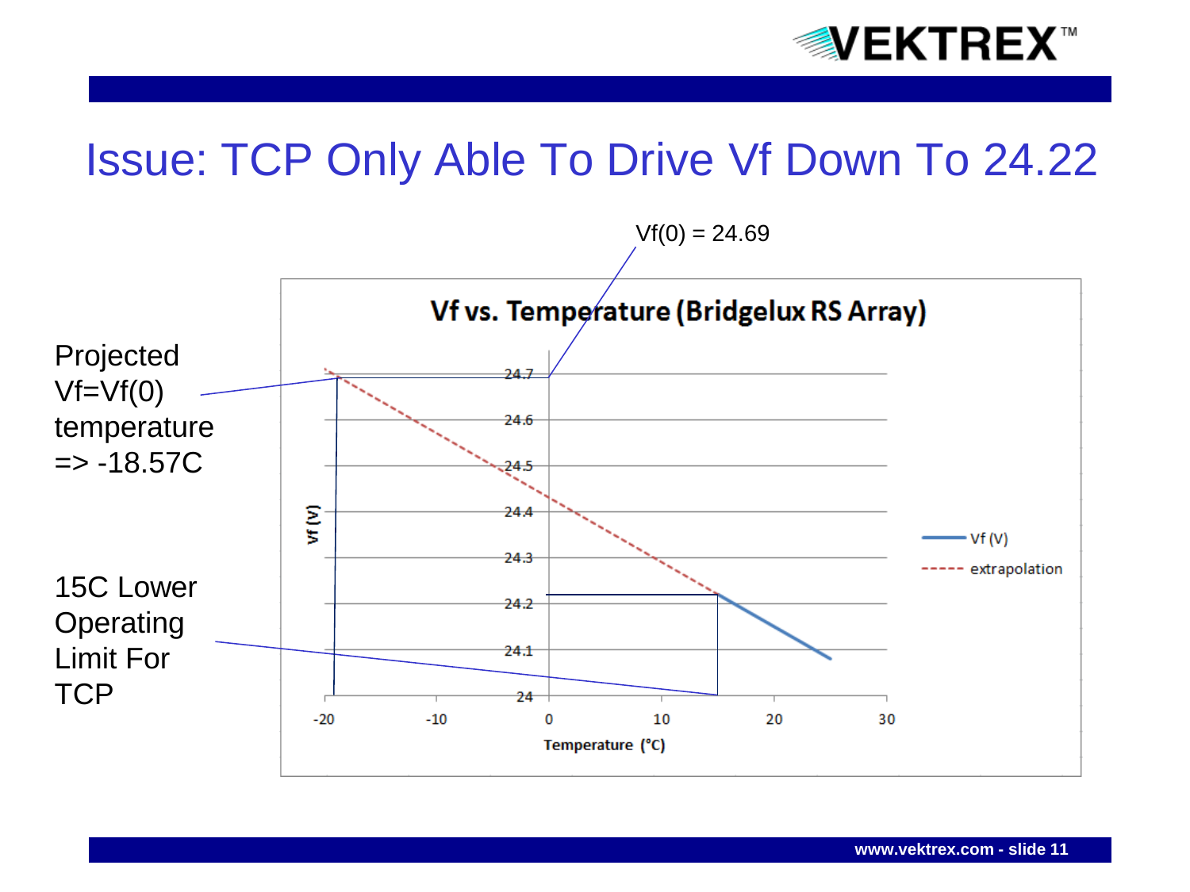# Issue: TCP Only Able To Drive Vf Down To 24.22

Vf(0) = 24.69

Projected Vf=Vf(0) temperature => -18.57C

15C Lower Operating Limit For TCP

**Vf vs. Temperature (Bridgelux RS Array)**

Vf (V)

24.7
24.6
24.5
24.4
24.3
24.2
24.1
24

-20 -10 0 10 20 30

Temperature (°C)

Vf (V)
extrapolation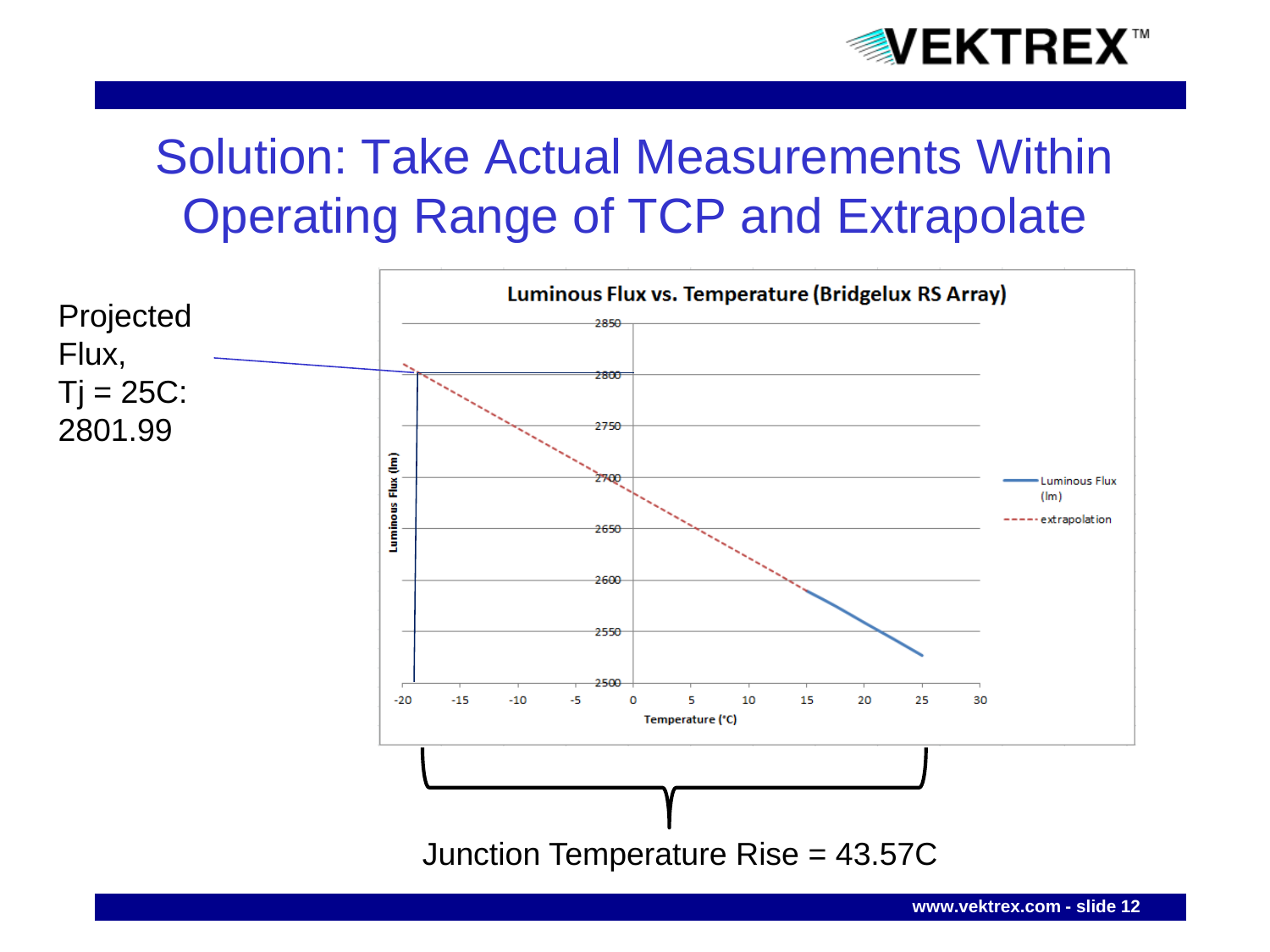# Solution: Take Actual Measurements Within Operating Range of TCP and Extrapolate

Projected Flux, Tj = 25C: 2801.99

**Luminous Flux vs. Temperature (Bridgelux RS Array)**

Luminous Flux (lm)

Temperature (°C)

Luminous Flux (lm)

extrapolation

Junction Temperature Rise = 43.57C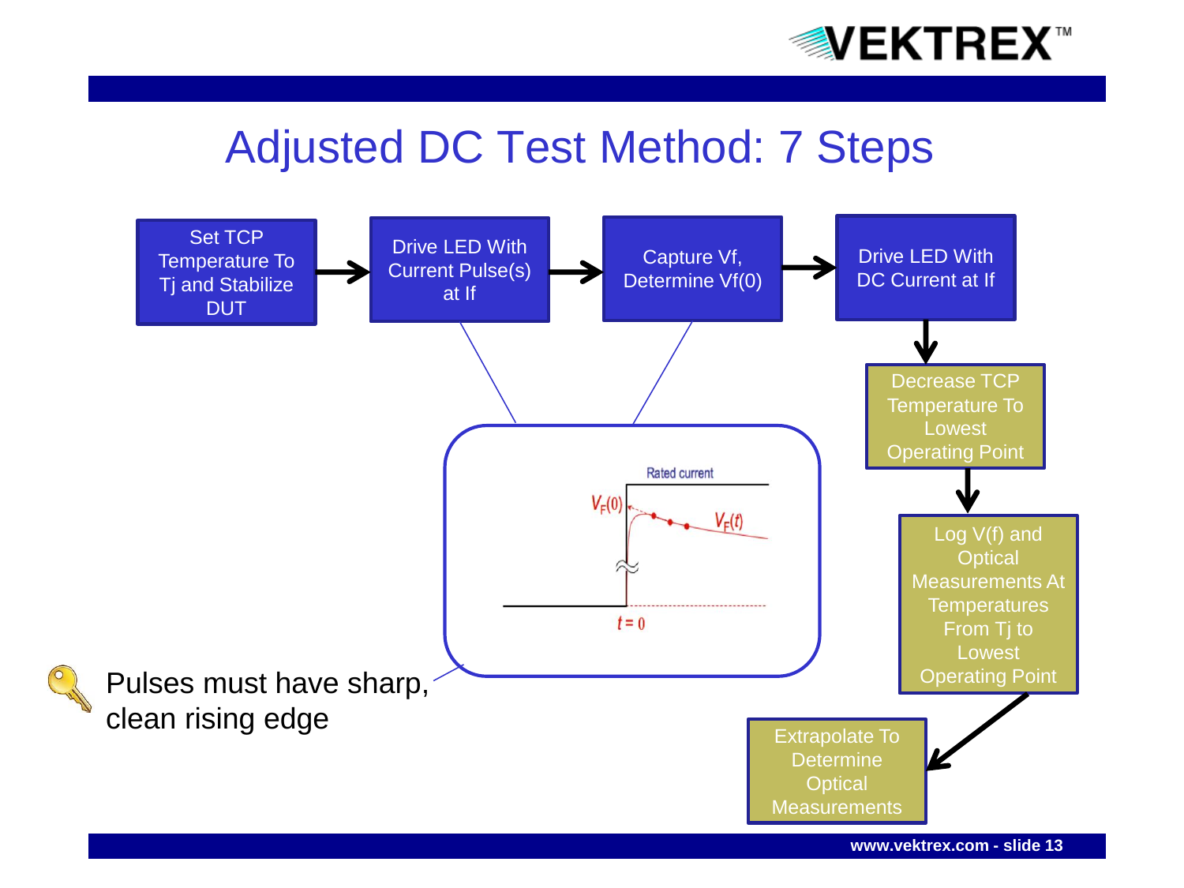# Adjusted DC Test Method: 7 Steps

1. Set TCP Temperature To Tj and Stabilize DUT
2. Drive LED With Current Pulse(s) at If
3. Capture Vf, Determine Vf(0)
4. Drive LED With DC Current at If
5. Decrease TCP Temperature To Lowest Operating Point
6. Log V(f) and Optical Measurements At Temperatures From Tj to Lowest Operating Point
7. Extrapolate To Determine Optical Measurements

Rated current

$V_F(0)$

$V_F(t)$

$t = 0$

Pulses must have sharp, clean rising edge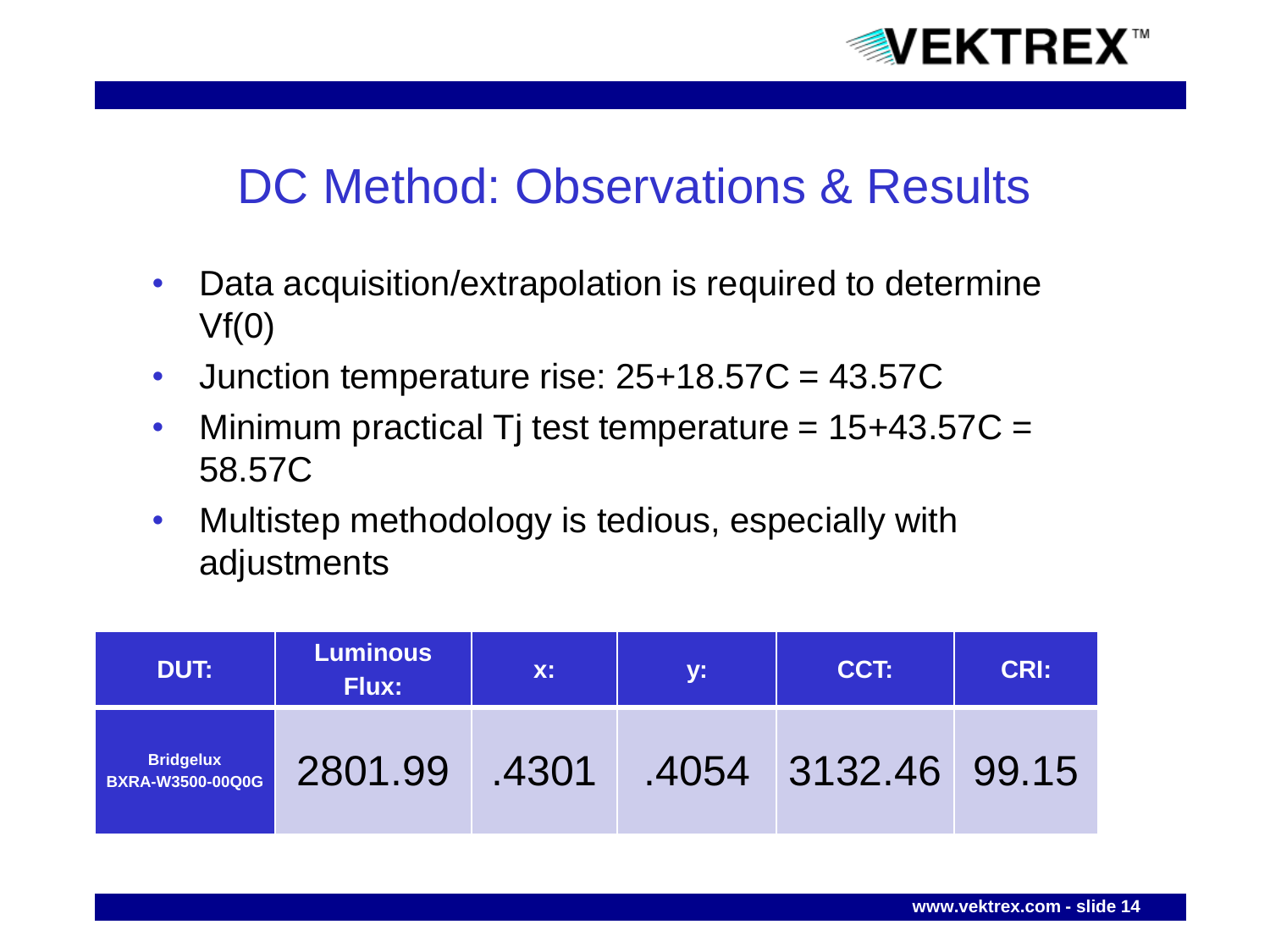# DC Method: Observations & Results

- Data acquisition/extrapolation is required to determine Vf(0)
- Junction temperature rise: 25+18.57C = 43.57C
- Minimum practical Tj test temperature = 15+43.57C = 58.57C
- Multistep methodology is tedious, especially with adjustments

| DUT: | Luminous Flux: | x: | y: | CCT: | CRI: |
|---|---|---|---|---|---|
| Bridgelux BXRA-W3500-00Q0G | 2801.99 | .4301 | .4054 | 3132.46 | 99.15 |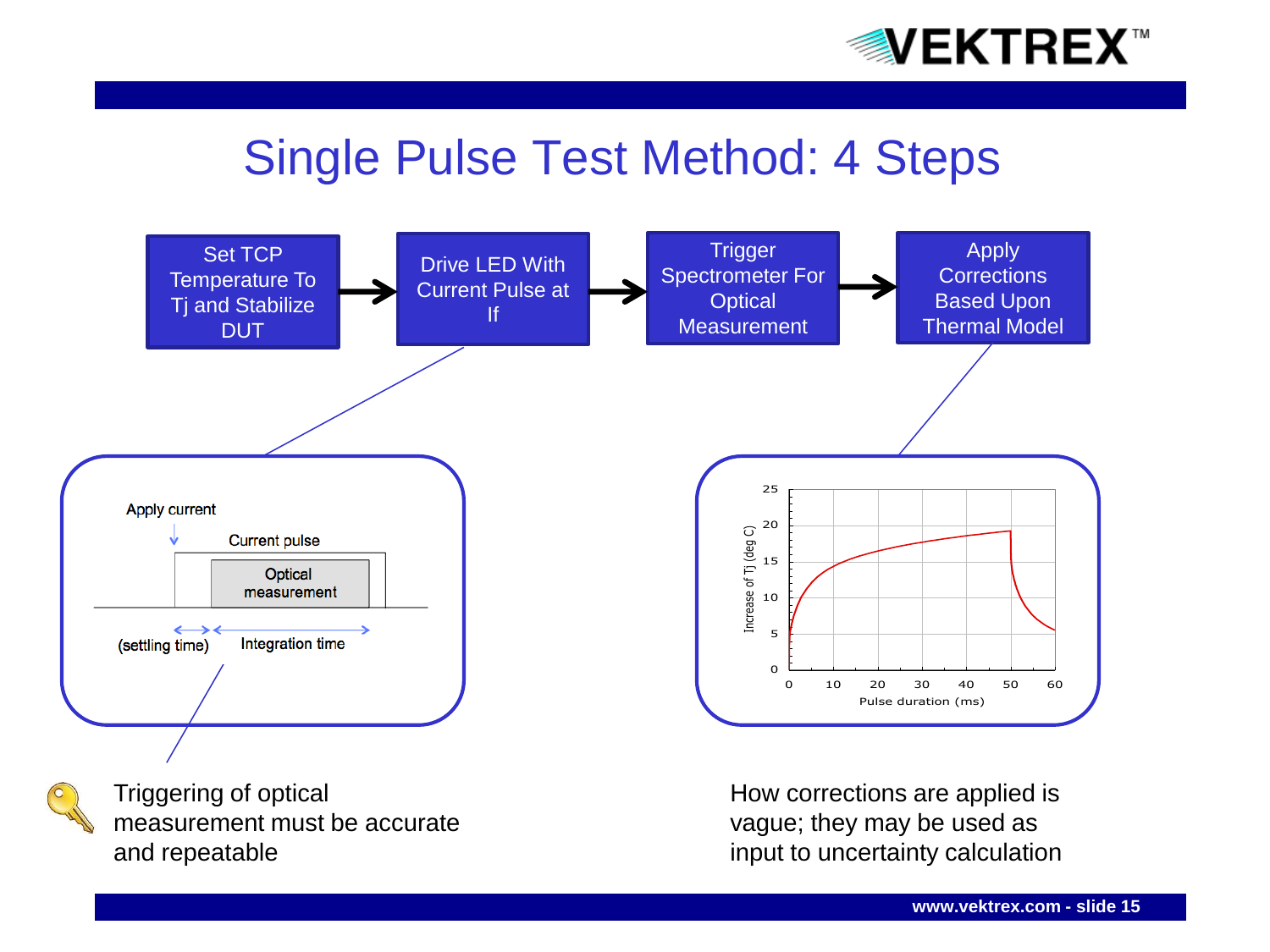# Single Pulse Test Method: 4 Steps

Set TCP Temperature To Tj and Stabilize DUT → Drive LED With Current Pulse at If → Trigger Spectrometer For Optical Measurement → Apply Corrections Based Upon Thermal Model

Apply current

Current pulse

Optical measurement

(settling time) Integration time

Increase of Tj (deg C)

Pulse duration (ms)

Triggering of optical measurement must be accurate and repeatable

How corrections are applied is vague; they may be used as input to uncertainty calculation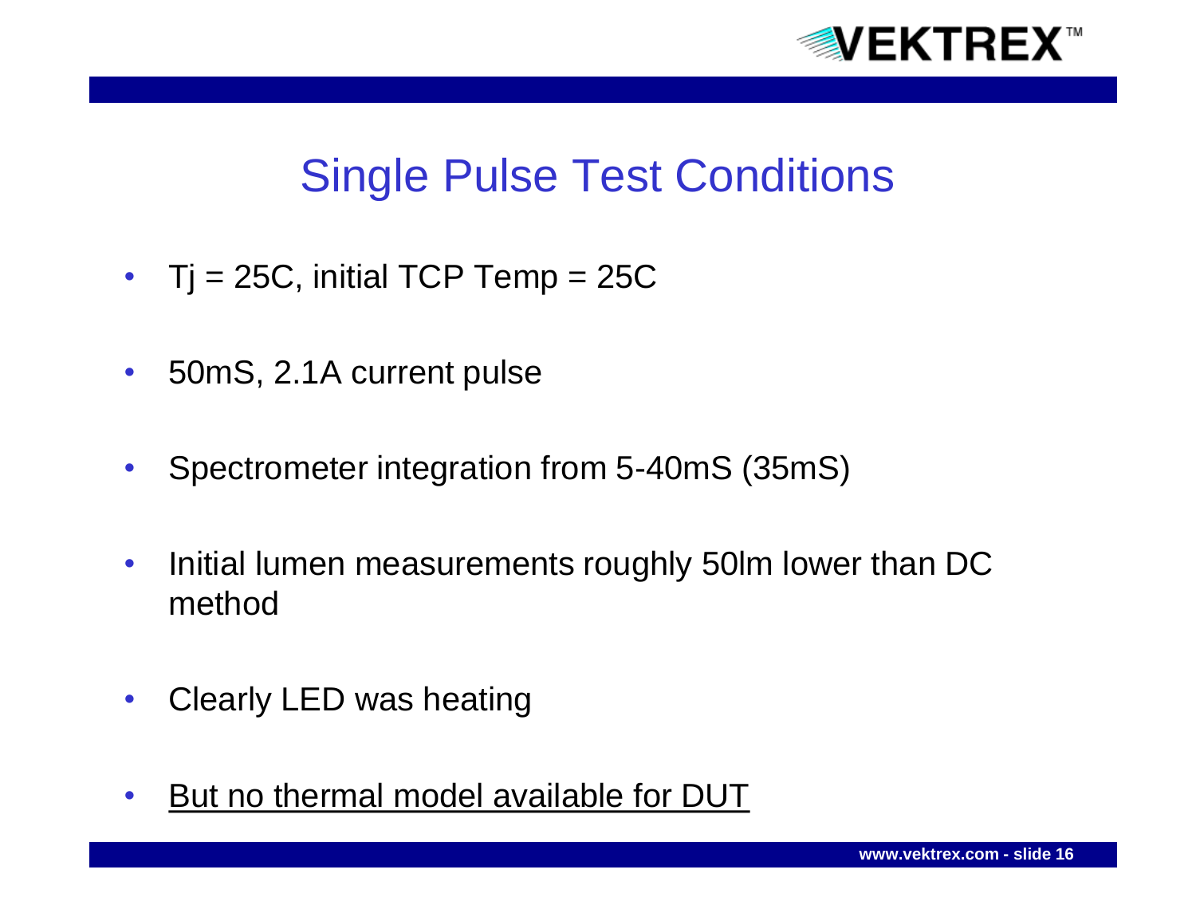# Single Pulse Test Conditions

- Tj = 25C, initial TCP Temp = 25C
- 50mS, 2.1A current pulse
- Spectrometer integration from 5-40mS (35mS)
- Initial lumen measurements roughly 50lm lower than DC method
- Clearly LED was heating
- <u>But no thermal model available for DUT</u>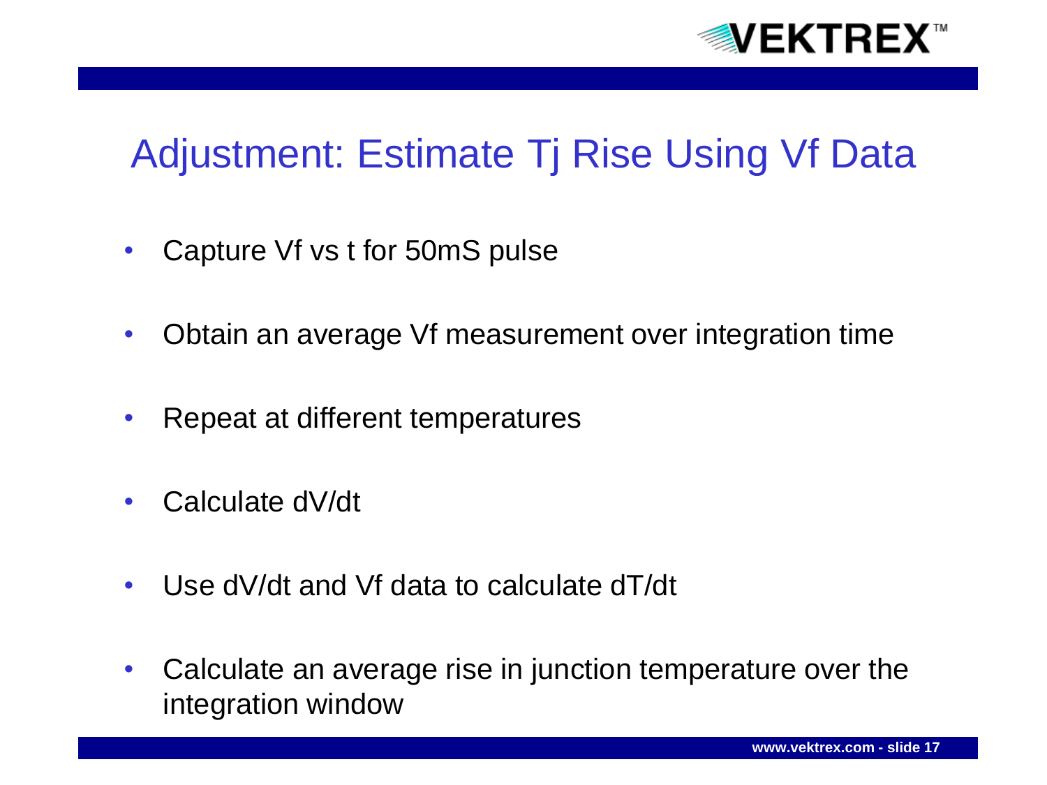# Adjustment: Estimate Tj Rise Using Vf Data

- Capture Vf vs t for 50mS pulse
- Obtain an average Vf measurement over integration time
- Repeat at different temperatures
- Calculate dV/dt
- Use dV/dt and Vf data to calculate dT/dt
- Calculate an average rise in junction temperature over the integration window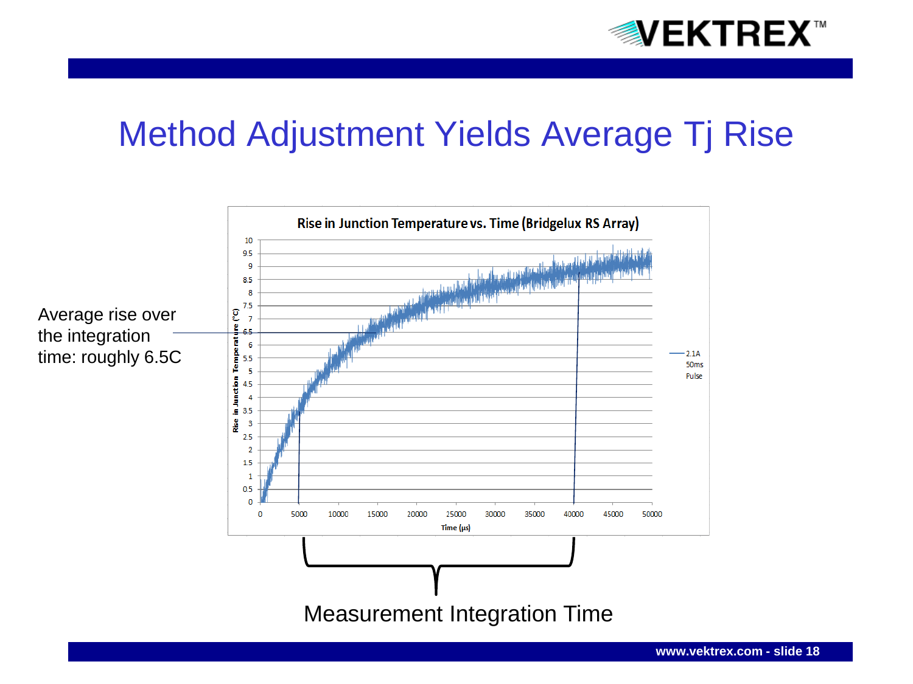# Method Adjustment Yields Average Tj Rise

Average rise over the integration time: roughly 6.5C

**Rise in Junction Temperature vs. Time (Bridgelux RS Array)**

Rise in Junction Temperature (°C)

Time (µs)

2.1A 50ms Pulse

Measurement Integration Time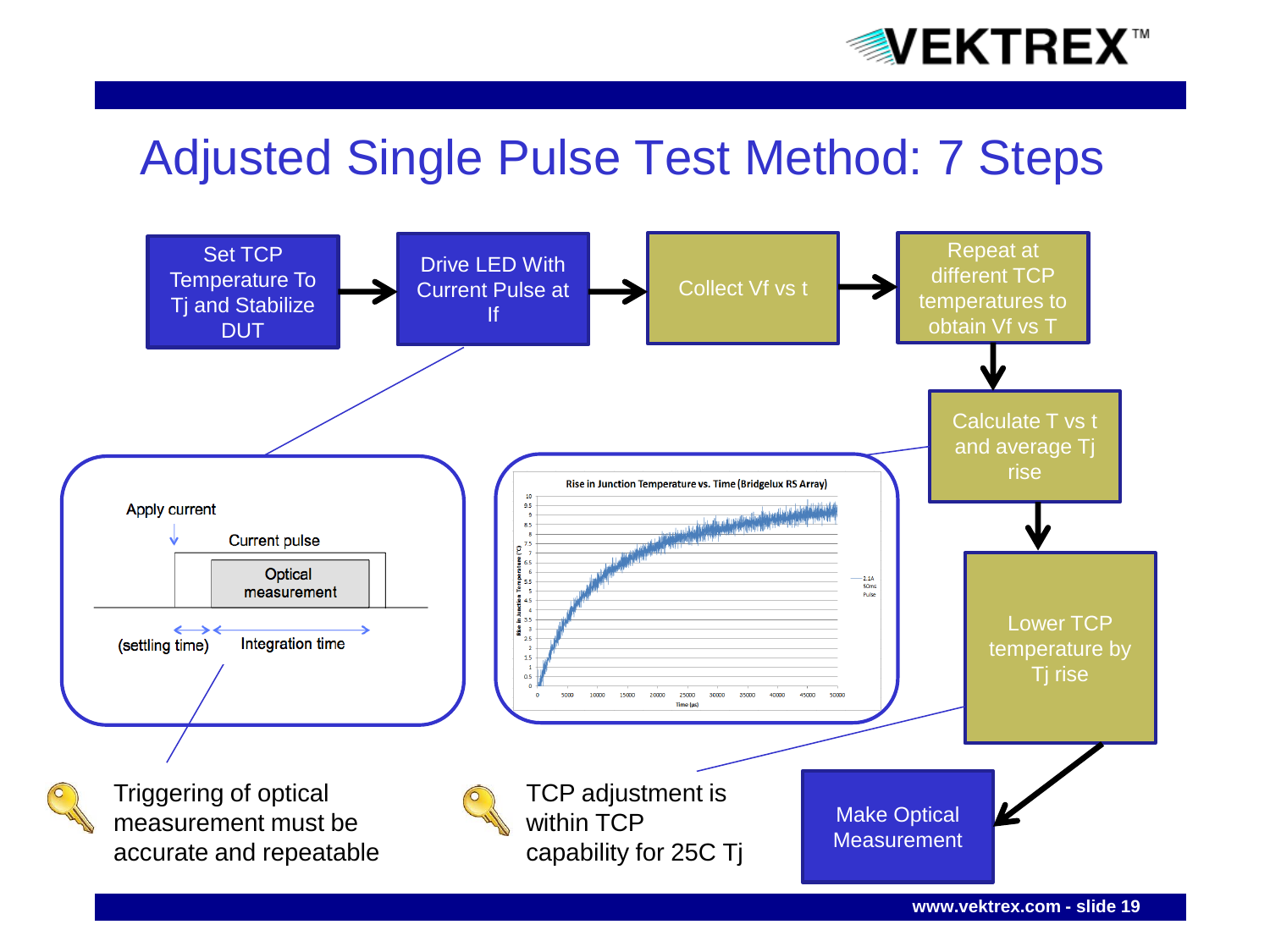# Adjusted Single Pulse Test Method: 7 Steps

1. Set TCP Temperature To Tj and Stabilize DUT
2. Drive LED With Current Pulse at If
3. Collect Vf vs t
4. Repeat at different TCP temperatures to obtain Vf vs T
5. Calculate T vs t and average Tj rise
6. Lower TCP temperature by Tj rise
7. Make Optical Measurement

Apply current

Current pulse

Optical measurement

(settling time)

Integration time

Rise in Junction Temperature vs. Time (Bridgelux RS Array)

- Triggering of optical measurement must be accurate and repeatable
- TCP adjustment is within TCP capability for 25C Tj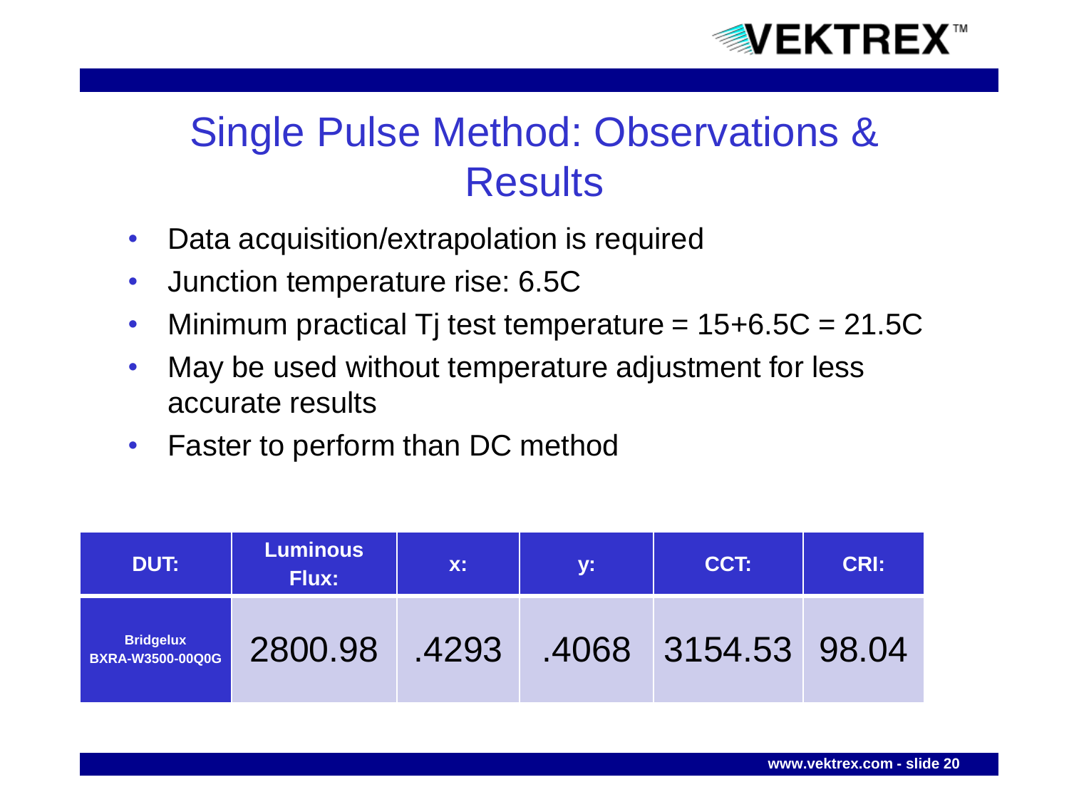# Single Pulse Method: Observations & Results

- Data acquisition/extrapolation is required
- Junction temperature rise: 6.5C
- Minimum practical Tj test temperature = 15+6.5C = 21.5C
- May be used without temperature adjustment for less accurate results
- Faster to perform than DC method

| DUT: | Luminous Flux: | x: | y: | CCT: | CRI: |
|---|---|---|---|---|---|
| **Bridgelux BXRA-W3500-00Q0G** | 2800.98 | .4293 | .4068 | 3154.53 | 98.04 |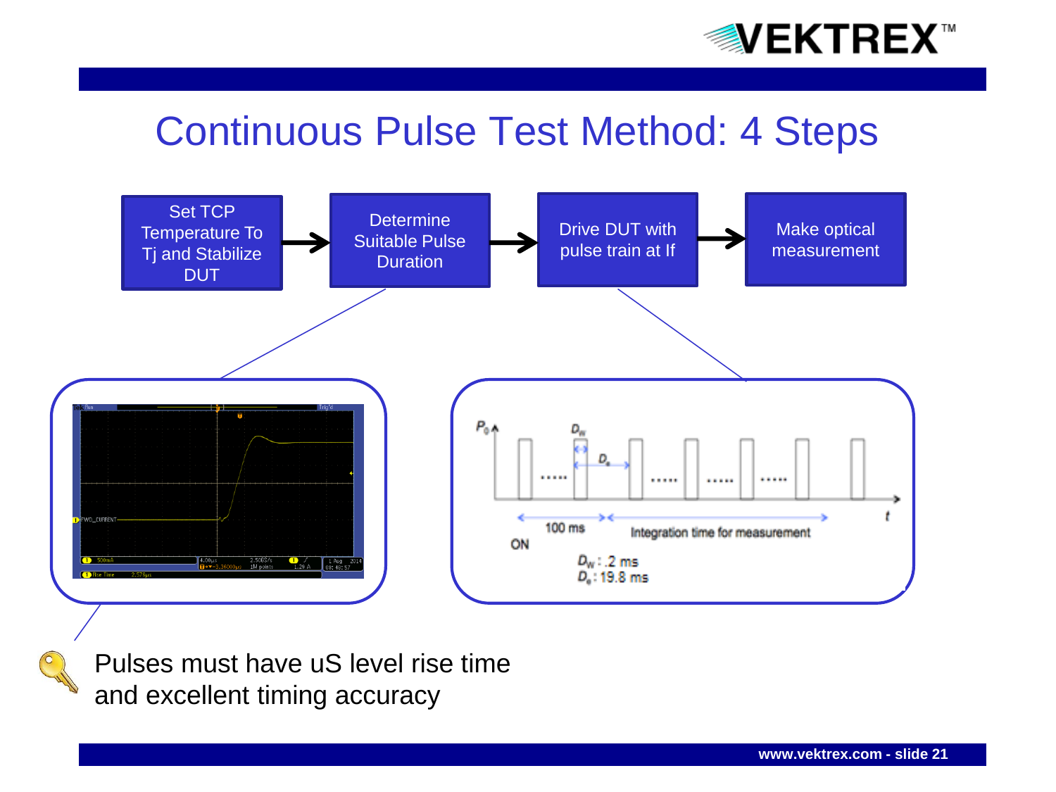# Continuous Pulse Test Method: 4 Steps

Set TCP Temperature To Tj and Stabilize DUT → Determine Suitable Pulse Duration → Drive DUT with pulse train at If → Make optical measurement

$P_0$

$D_w$

$D_e$

100 ms

ON

Integration time for measurement

$t$

$D_W$ : .2 ms

$D_e$ : 19.8 ms

Pulses must have uS level rise time and excellent timing accuracy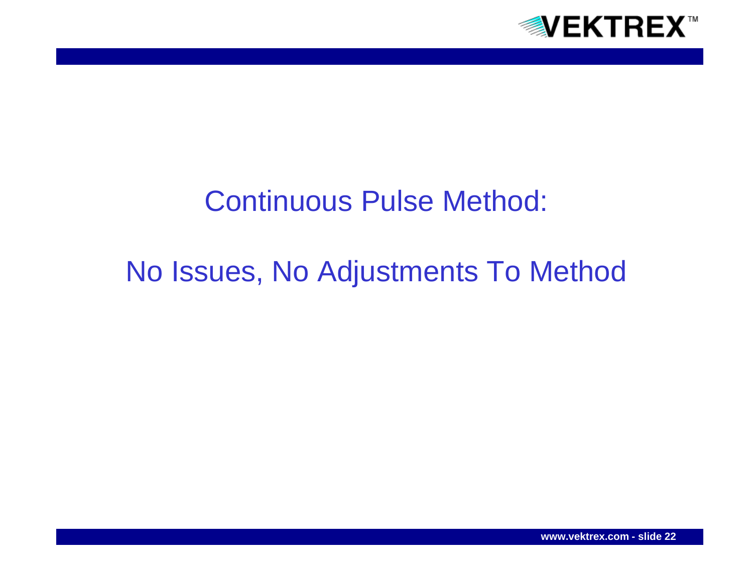# Continuous Pulse Method:

# No Issues, No Adjustments To Method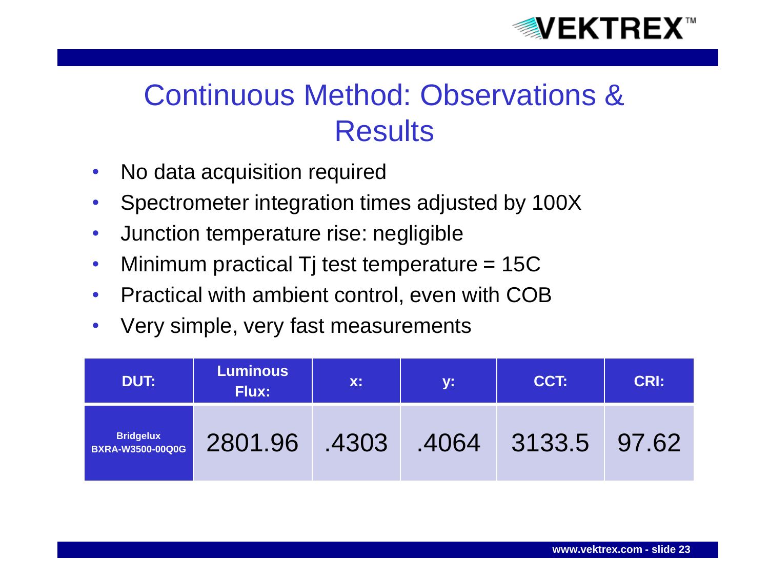# Continuous Method: Observations & Results

- No data acquisition required
- Spectrometer integration times adjusted by 100X
- Junction temperature rise: negligible
- Minimum practical Tj test temperature = 15C
- Practical with ambient control, even with COB
- Very simple, very fast measurements

| DUT: | Luminous Flux: | x: | y: | CCT: | CRI: |
|---|---|---|---|---|---|
| Bridgelux BXRA-W3500-00Q0G | 2801.96 | .4303 | .4064 | 3133.5 | 97.62 |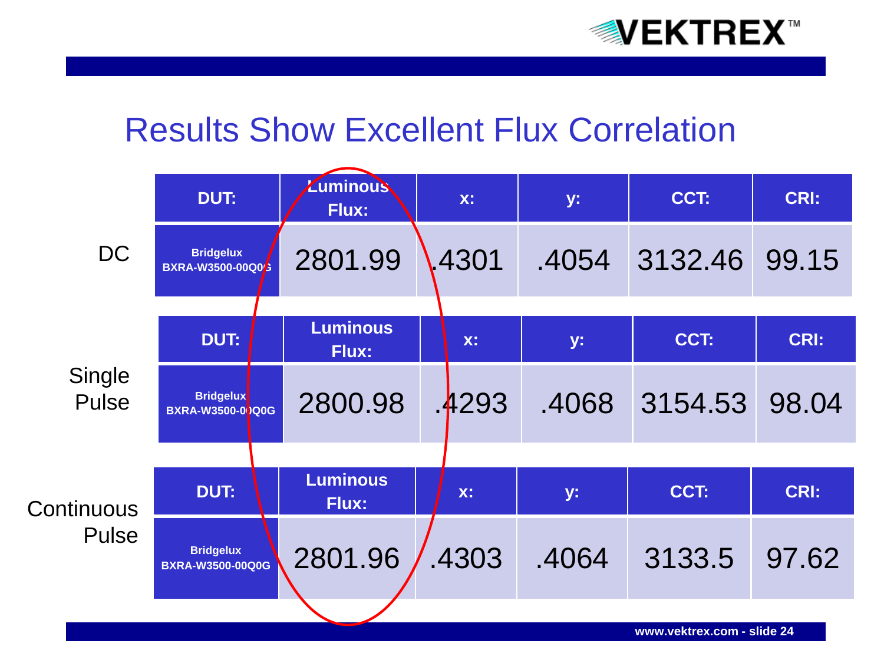# Results Show Excellent Flux Correlation

**DC**

| DUT: | Luminous Flux: | x: | y: | CCT: | CRI: |
|---|---|---|---|---|---|
| Bridgelux BXRA-W3500-00Q0G | 2801.99 | .4301 | .4054 | 3132.46 | 99.15 |

**Single Pulse**

| DUT: | Luminous Flux: | x: | y: | CCT: | CRI: |
|---|---|---|---|---|---|
| Bridgelux BXRA-W3500-00Q0G | 2800.98 | .4293 | .4068 | 3154.53 | 98.04 |

**Continuous Pulse**

| DUT: | Luminous Flux: | x: | y: | CCT: | CRI: |
|---|---|---|---|---|---|
| Bridgelux BXRA-W3500-00Q0G | 2801.96 | .4303 | .4064 | 3133.5 | 97.62 |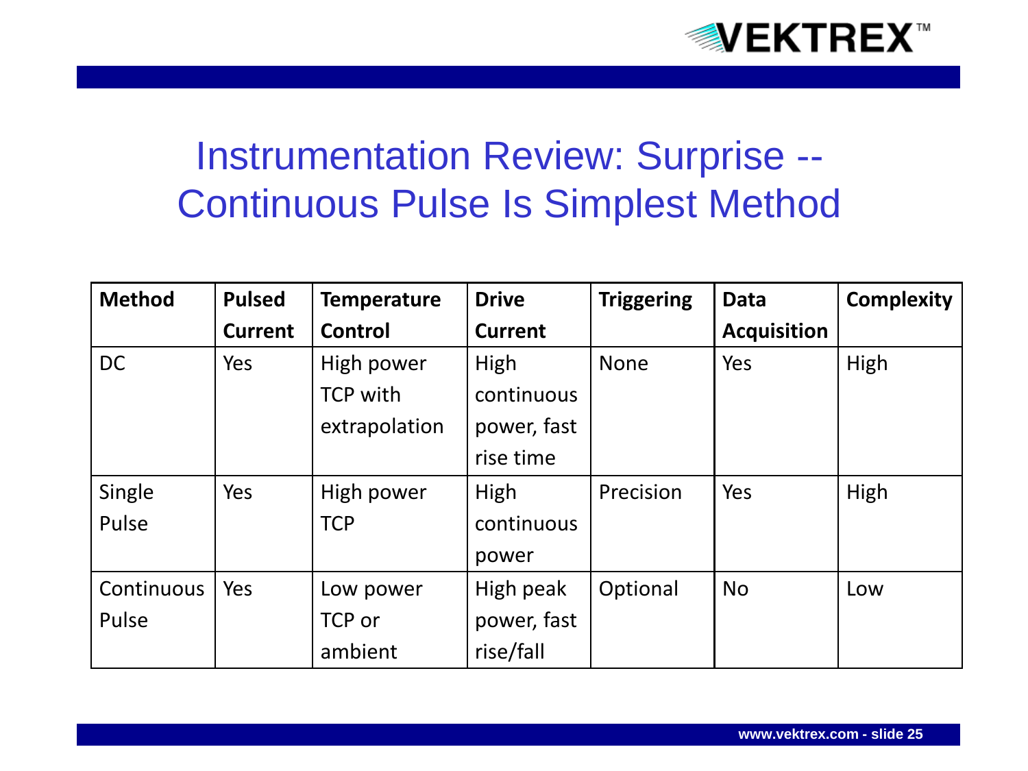# Instrumentation Review: Surprise -- Continuous Pulse Is Simplest Method

| Method | Pulsed Current | Temperature Control | Drive Current | Triggering | Data Acquisition | Complexity |
|---|---|---|---|---|---|---|
| DC | Yes | High power TCP with extrapolation | High continuous power, fast rise time | None | Yes | High |
| Single Pulse | Yes | High power TCP | High continuous power | Precision | Yes | High |
| Continuous Pulse | Yes | Low power TCP or ambient | High peak power, fast rise/fall | Optional | No | Low |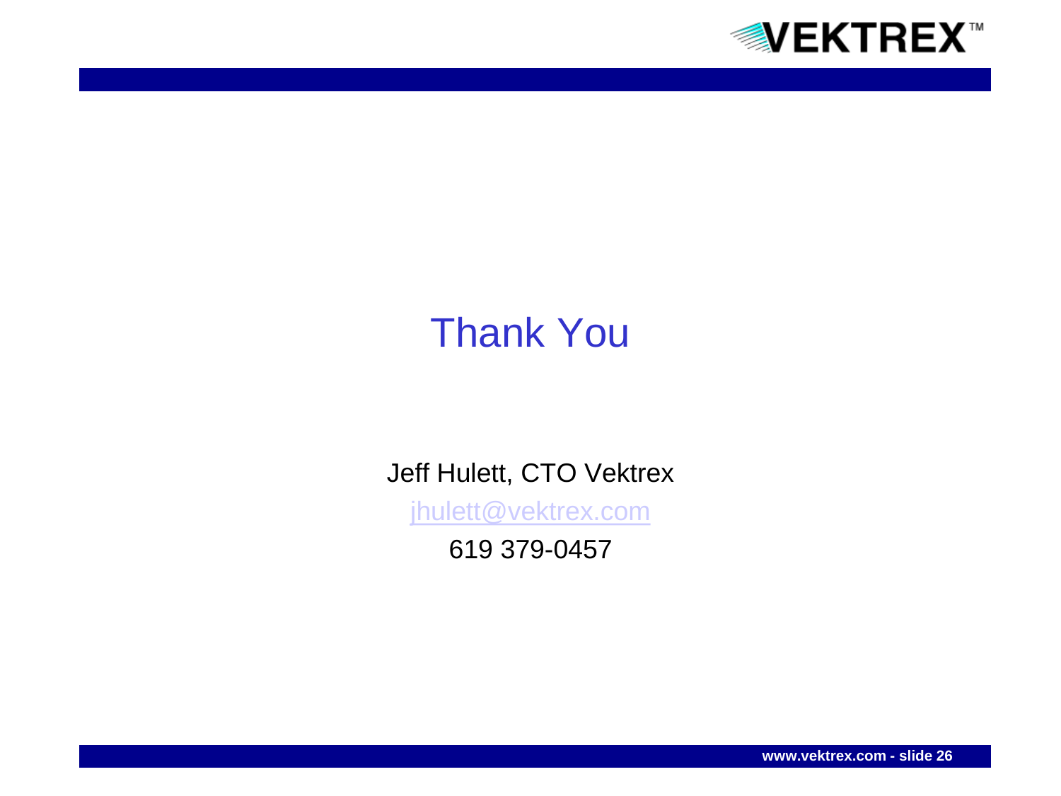# Thank You

Jeff Hulett, CTO Vektrex

jhulett@vektrex.com

619 379-0457